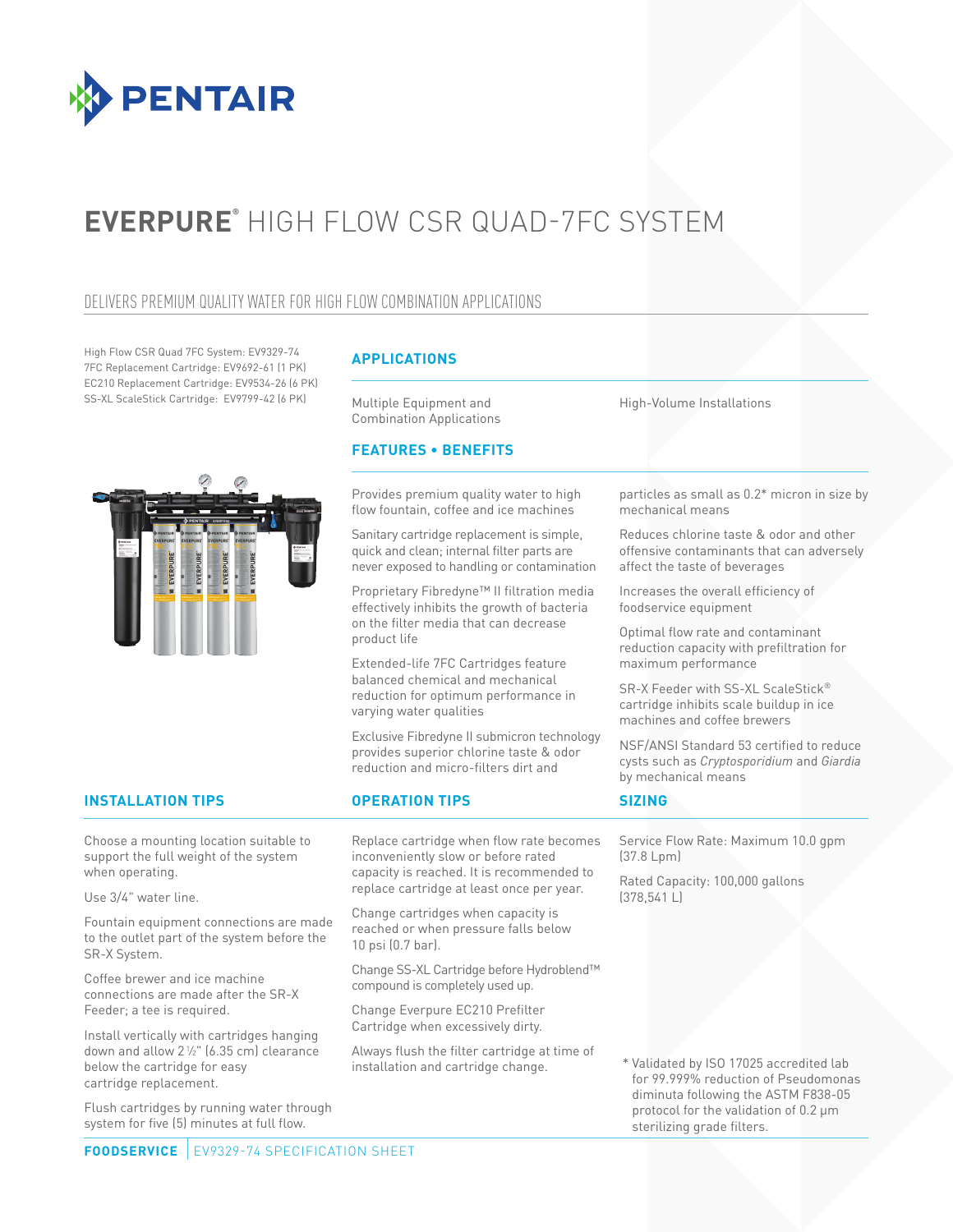# EVERPURE® HIGH FLOW CSR QUAD-7FC SYSTEM

## DELIVERS PREMIUM QUALITY WATER FOR HIGH FLOW COMBINATION APPLICATIONS

High Flow CSR Quad 7FC System: EV9329-74
7FC Replacement Cartridge: EV9692-61 (1 PK)
EC210 Replacement Cartridge: EV9534-26 (6 PK)
SS-XL ScaleStick Cartridge: EV9799-42 (6 PK)

### APPLICATIONS

Multiple Equipment and Combination Applications

High-Volume Installations

### FEATURES • BENEFITS

Provides premium quality water to high flow fountain, coffee and ice machines

Sanitary cartridge replacement is simple, quick and clean; internal filter parts are never exposed to handling or contamination

Proprietary Fibredyne™ II filtration media effectively inhibits the growth of bacteria on the filter media that can decrease product life

Extended-life 7FC Cartridges feature balanced chemical and mechanical reduction for optimum performance in varying water qualities

Exclusive Fibredyne II submicron technology provides superior chlorine taste & odor reduction and micro-filters dirt and particles as small as 0.2* micron in size by mechanical means

Reduces chlorine taste & odor and other offensive contaminants that can adversely affect the taste of beverages

Increases the overall efficiency of foodservice equipment

Optimal flow rate and contaminant reduction capacity with prefiltration for maximum performance

SR-X Feeder with SS-XL ScaleStick® cartridge inhibits scale buildup in ice machines and coffee brewers

NSF/ANSI Standard 53 certified to reduce cysts such as *Cryptosporidium* and *Giardia* by mechanical means

### INSTALLATION TIPS

Choose a mounting location suitable to support the full weight of the system when operating.

Use 3/4" water line.

Fountain equipment connections are made to the outlet part of the system before the SR-X System.

Coffee brewer and ice machine connections are made after the SR-X Feeder; a tee is required.

Install vertically with cartridges hanging down and allow 2 ½" (6.35 cm) clearance below the cartridge for easy cartridge replacement.

Flush cartridges by running water through system for five (5) minutes at full flow.

### OPERATION TIPS

Replace cartridge when flow rate becomes inconveniently slow or before rated capacity is reached. It is recommended to replace cartridge at least once per year.

Change cartridges when capacity is reached or when pressure falls below 10 psi (0.7 bar).

Change SS-XL Cartridge before Hydroblend™ compound is completely used up.

Change Everpure EC210 Prefilter Cartridge when excessively dirty.

Always flush the filter cartridge at time of installation and cartridge change.

### SIZING

Service Flow Rate: Maximum 10.0 gpm (37.8 Lpm)

Rated Capacity: 100,000 gallons (378,541 L)

\* Validated by ISO 17025 accredited lab for 99.999% reduction of Pseudomonas diminuta following the ASTM F838-05 protocol for the validation of 0.2 μm sterilizing grade filters.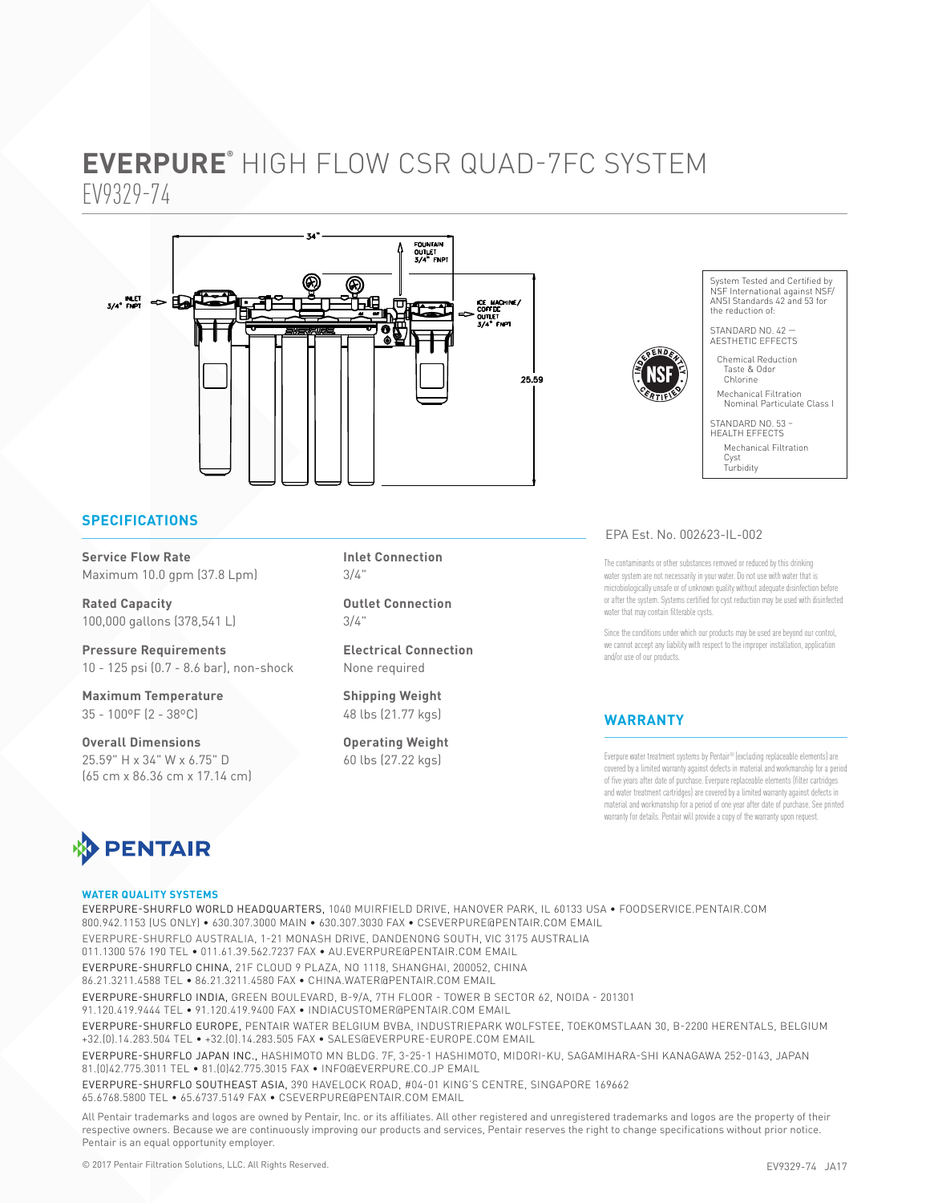# EVERPURE® HIGH FLOW CSR QUAD-7FC SYSTEM

EV9329-74

34"

FOUNTAIN OUTLET 3/4" FNPT

INLET 3/4" FNPT

ICE MACHINE/ COFFEE OUTLET 3/4" FNPT

25.59

System Tested and Certified by NSF International against NSF/ ANSI Standards 42 and 53 for the reduction of:

STANDARD NO. 42 — AESTHETIC EFFECTS

- Chemical Reduction
  - Taste & Odor
  - Chlorine
- Mechanical Filtration
  - Nominal Particulate Class I

STANDARD NO. 53 – HEALTH EFFECTS

- Mechanical Filtration
  - Cyst
  - Turbidity

## SPECIFICATIONS

**Service Flow Rate**
Maximum 10.0 gpm (37.8 Lpm)

**Rated Capacity**
100,000 gallons (378,541 L)

**Pressure Requirements**
10 - 125 psi (0.7 - 8.6 bar), non-shock

**Maximum Temperature**
35 - 100ºF (2 - 38ºC)

**Overall Dimensions**
25.59" H x 34" W x 6.75" D
(65 cm x 86.36 cm x 17.14 cm)

**Inlet Connection**
3/4"

**Outlet Connection**
3/4"

**Electrical Connection**
None required

**Shipping Weight**
48 lbs (21.77 kgs)

**Operating Weight**
60 lbs (27.22 kgs)

EPA Est. No. 002623-IL-002

The contaminants or other substances removed or reduced by this drinking water system are not necessarily in your water. Do not use with water that is microbiologically unsafe or of unknown quality without adequate disinfection before or after the system. Systems certified for cyst reduction may be used with disinfected water that may contain filterable cysts.

Since the conditions under which our products may be used are beyond our control, we cannot accept any liability with respect to the improper installation, application and/or use of our products.

## WARRANTY

Everpure water treatment systems by Pentair® (excluding replaceable elements) are covered by a limited warranty against defects in material and workmanship for a period of five years after date of purchase. Everpure replaceable elements (filter cartridges and water treatment cartridges) are covered by a limited warranty against defects in material and workmanship for a period of one year after date of purchase. See printed warranty for details. Pentair will provide a copy of the warranty upon request.

PENTAIR

**WATER QUALITY SYSTEMS**

EVERPURE-SHURFLO WORLD HEADQUARTERS, 1040 MUIRFIELD DRIVE, HANOVER PARK, IL 60133 USA • FOODSERVICE.PENTAIR.COM
800.942.1153 (US ONLY) • 630.307.3000 MAIN • 630.307.3030 FAX • CSEVERPURE@PENTAIR.COM EMAIL

EVERPURE-SHURFLO AUSTRALIA, 1-21 MONASH DRIVE, DANDENONG SOUTH, VIC 3175 AUSTRALIA
011.1300 576 190 TEL • 011.61.39.562.7237 FAX • AU.EVERPURE@PENTAIR.COM EMAIL

EVERPURE-SHURFLO CHINA, 21F CLOUD 9 PLAZA, NO 1118, SHANGHAI, 200052, CHINA
86.21.3211.4588 TEL • 86.21.3211.4580 FAX • CHINA.WATER@PENTAIR.COM EMAIL

EVERPURE-SHURFLO INDIA, GREEN BOULEVARD, B-9/A, 7TH FLOOR - TOWER B SECTOR 62, NOIDA - 201301
91.120.419.9444 TEL • 91.120.419.9400 FAX • INDIACUSTOMER@PENTAIR.COM EMAIL

EVERPURE-SHURFLO EUROPE, PENTAIR WATER BELGIUM BVBA, INDUSTRIEPARK WOLFSTEE, TOEKOMSTLAAN 30, B-2200 HERENTALS, BELGIUM
+32.(0).14.283.504 TEL • +32.(0).14.283.505 FAX • SALES@EVERPURE-EUROPE.COM EMAIL

EVERPURE-SHURFLO JAPAN INC., HASHIMOTO MN BLDG. 7F, 3-25-1 HASHIMOTO, MIDORI-KU, SAGAMIHARA-SHI KANAGAWA 252-0143, JAPAN
81.(0)42.775.3011 TEL • 81.(0)42.775.3015 FAX • INFO@EVERPURE.CO.JP EMAIL

EVERPURE-SHURFLO SOUTHEAST ASIA, 390 HAVELOCK ROAD, #04-01 KING'S CENTRE, SINGAPORE 169662
65.6768.5800 TEL • 65.6737.5149 FAX • CSEVERPURE@PENTAIR.COM EMAIL

All Pentair trademarks and logos are owned by Pentair, Inc. or its affiliates. All other registered and unregistered trademarks and logos are the property of their respective owners. Because we are continuously improving our products and services, Pentair reserves the right to change specifications without prior notice. Pentair is an equal opportunity employer.

© 2017 Pentair Filtration Solutions, LLC. All Rights Reserved.

EV9329-74 JA17